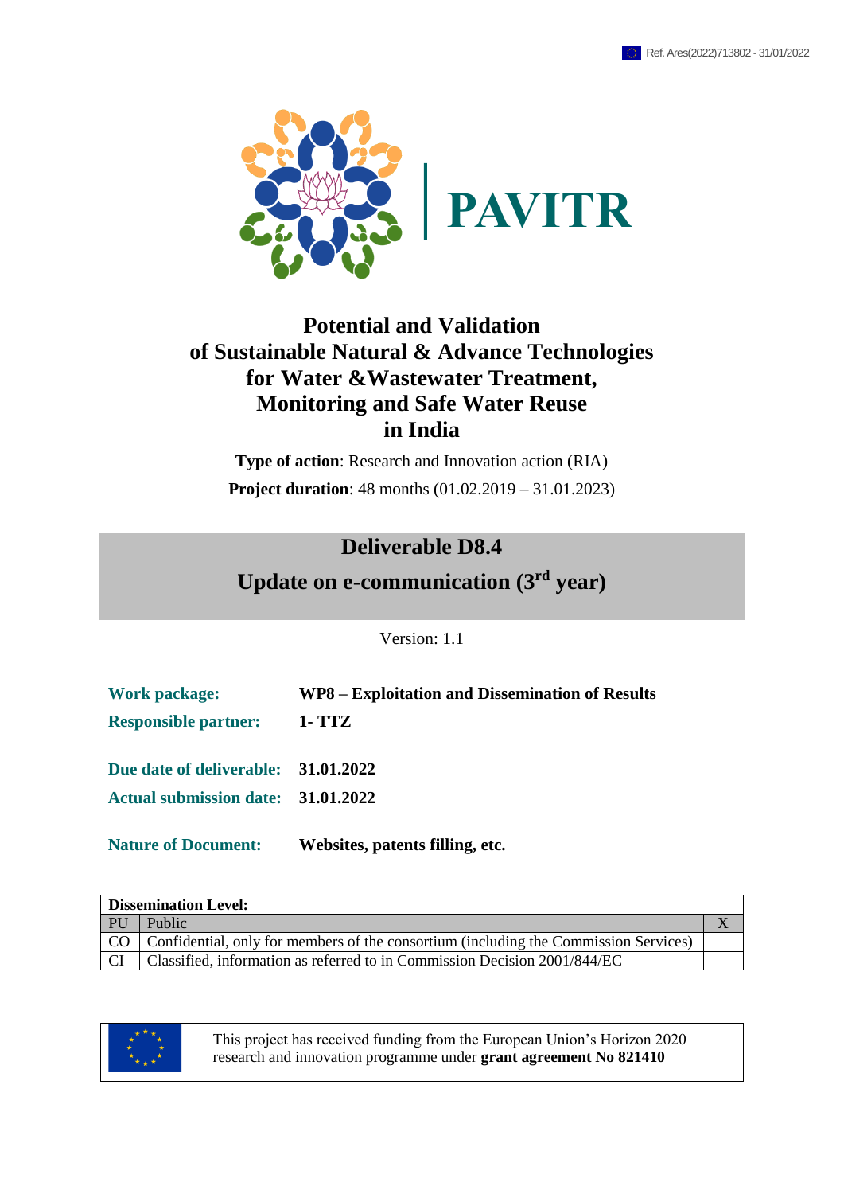Ref. Ares(2022)713802 - 31/01/2022

PAVITR

# Potential and Validation of Sustainable Natural & Advance Technologies for Water &Wastewater Treatment, Monitoring and Safe Water Reuse in India

**Type of action**: Research and Innovation action (RIA)

**Project duration**: 48 months (01.02.2019 – 31.01.2023)

## Deliverable D8.4

## Update on e-communication (3rd year)

Version: 1.1

**Work package:** **WP8 – Exploitation and Dissemination of Results**

**Responsible partner:** **1- TTZ**

**Due date of deliverable:** **31.01.2022**

**Actual submission date:** **31.01.2022**

**Nature of Document:** **Websites, patents filling, etc.**

| Dissemination Level: | | |
|---|---|---|
| PU | Public | X |
| CO | Confidential, only for members of the consortium (including the Commission Services) | |
| CI | Classified, information as referred to in Commission Decision 2001/844/EC | |

This project has received funding from the European Union's Horizon 2020 research and innovation programme under **grant agreement No 821410**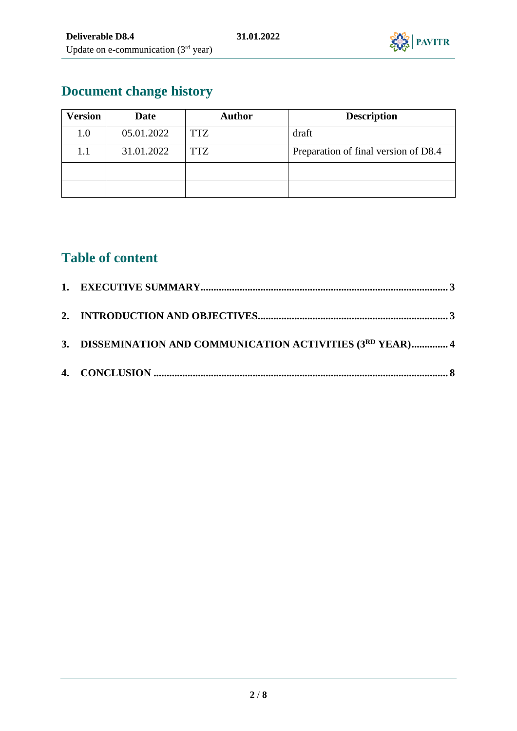## Document change history

| Version | Date | Author | Description |
|---|---|---|---|
| 1.0 | 05.01.2022 | TTZ | draft |
| 1.1 | 31.01.2022 | TTZ | Preparation of final version of D8.4 |
| | | | |
| | | | |

## Table of content

**1. EXECUTIVE SUMMARY ..... 3**

**2. INTRODUCTION AND OBJECTIVES ..... 3**

**3. DISSEMINATION AND COMMUNICATION ACTIVITIES (3RD YEAR) ..... 4**

**4. CONCLUSION ..... 8**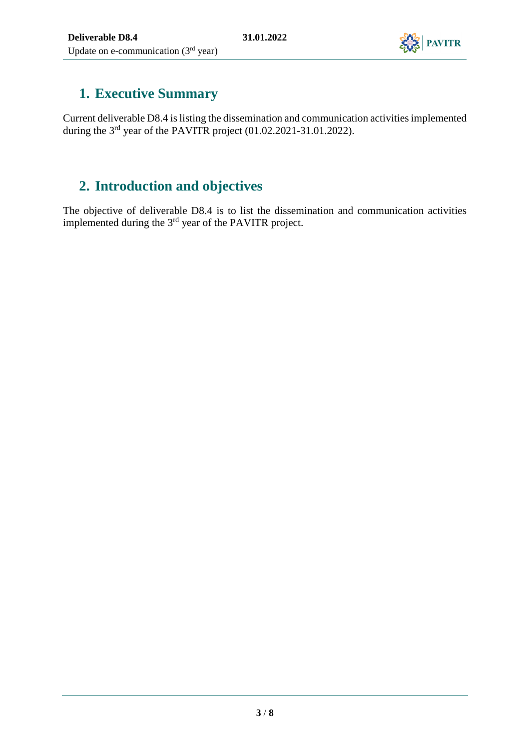# 1. Executive Summary

Current deliverable D8.4 is listing the dissemination and communication activities implemented during the 3rd year of the PAVITR project (01.02.2021-31.01.2022).

# 2. Introduction and objectives

The objective of deliverable D8.4 is to list the dissemination and communication activities implemented during the 3rd year of the PAVITR project.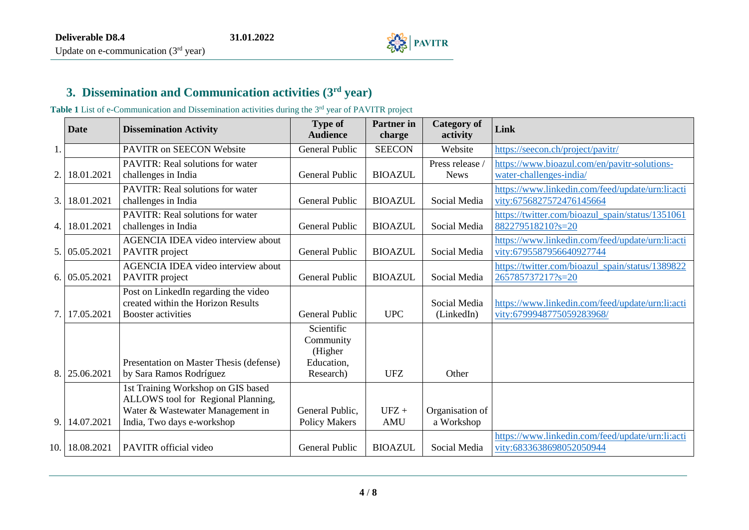## 3. Dissemination and Communication activities (3rd year)

**Table 1** List of e-Communication and Dissemination activities during the 3rd year of PAVITR project

| | Date | Dissemination Activity | Type of Audience | Partner in charge | Category of activity | Link |
|---|---|---|---|---|---|---|
| 1. | | PAVITR on SEECON Website | General Public | SEECON | Website | https://seecon.ch/project/pavitr/ |
| 2. | 18.01.2021 | PAVITR: Real solutions for water challenges in India | General Public | BIOAZUL | Press release / News | https://www.bioazul.com/en/pavitr-solutions-water-challenges-india/ |
| 3. | 18.01.2021 | PAVITR: Real solutions for water challenges in India | General Public | BIOAZUL | Social Media | https://www.linkedin.com/feed/update/urn:li:activity:6756827572476145664 |
| 4. | 18.01.2021 | PAVITR: Real solutions for water challenges in India | General Public | BIOAZUL | Social Media | https://twitter.com/bioazul_spain/status/1351061882279518210?s=20 |
| 5. | 05.05.2021 | AGENCIA IDEA video interview about PAVITR project | General Public | BIOAZUL | Social Media | https://www.linkedin.com/feed/update/urn:li:activity:6795587956640927744 |
| 6. | 05.05.2021 | AGENCIA IDEA video interview about PAVITR project | General Public | BIOAZUL | Social Media | https://twitter.com/bioazul_spain/status/1389822265785737217?s=20 |
| 7. | 17.05.2021 | Post on LinkedIn regarding the video created within the Horizon Results Booster activities | General Public | UPC | Social Media (LinkedIn) | https://www.linkedin.com/feed/update/urn:li:activity:6799948775059283968/ |
| 8. | 25.06.2021 | Presentation on Master Thesis (defense) by Sara Ramos Rodríguez | Scientific Community (Higher Education, Research) | UFZ | Other | |
| 9. | 14.07.2021 | 1st Training Workshop on GIS based ALLOWS tool for Regional Planning, Water & Wastewater Management in India, Two days e-workshop | General Public, Policy Makers | UFZ + AMU | Organisation of a Workshop | |
| 10. | 18.08.2021 | PAVITR official video | General Public | BIOAZUL | Social Media | https://www.linkedin.com/feed/update/urn:li:activity:6833638698052050944 |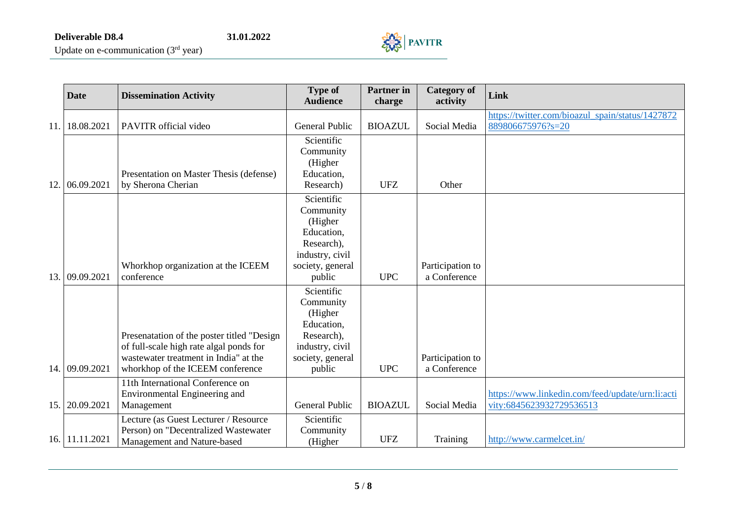| | Date | Dissemination Activity | Type of Audience | Partner in charge | Category of activity | Link |
|---|---|---|---|---|---|---|
| 11. | 18.08.2021 | PAVITR official video | General Public | BIOAZUL | Social Media | https://twitter.com/bioazul_spain/status/1427872889806675976?s=20 |
| 12. | 06.09.2021 | Presentation on Master Thesis (defense) by Sherona Cherian | Scientific Community (Higher Education, Research) | UFZ | Other | |
| 13. | 09.09.2021 | Whorkhop organization at the ICEEM conference | Scientific Community (Higher Education, Research), industry, civil society, general public | UPC | Participation to a Conference | |
| 14. | 09.09.2021 | Presenatation of the poster titled "Design of full-scale high rate algal ponds for wastewater treatment in India" at the whorkhop of the ICEEM conference | Scientific Community (Higher Education, Research), industry, civil society, general public | UPC | Participation to a Conference | |
| 15. | 20.09.2021 | 11th International Conference on Environmental Engineering and Management | General Public | BIOAZUL | Social Media | https://www.linkedin.com/feed/update/urn:li:activity:6845623932729536513 |
| 16. | 11.11.2021 | Lecture (as Guest Lecturer / Resource Person) on "Decentralized Wastewater Management and Nature-based | Scientific Community (Higher | UFZ | Training | http://www.carmelcet.in/ |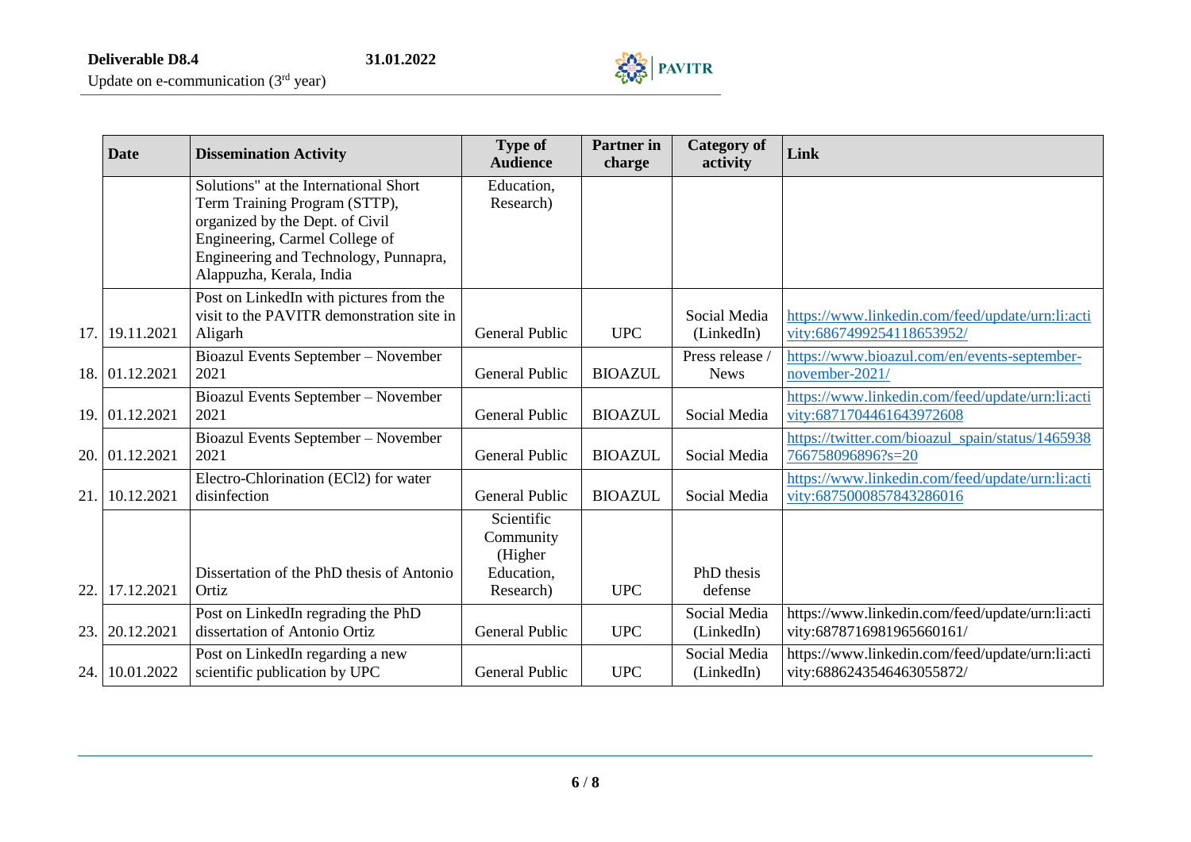| | Date | Dissemination Activity | Type of Audience | Partner in charge | Category of activity | Link |
|---|---|---|---|---|---|---|
| | | Solutions" at the International Short Term Training Program (STTP), organized by the Dept. of Civil Engineering, Carmel College of Engineering and Technology, Punnapra, Alappuzha, Kerala, India | Education, Research) | | | |
| 17. | 19.11.2021 | Post on LinkedIn with pictures from the visit to the PAVITR demonstration site in Aligarh | General Public | UPC | Social Media (LinkedIn) | https://www.linkedin.com/feed/update/urn:li:activity:6867499254118653952/ |
| 18. | 01.12.2021 | Bioazul Events September – November 2021 | General Public | BIOAZUL | Press release / News | https://www.bioazul.com/en/events-september-november-2021/ |
| 19. | 01.12.2021 | Bioazul Events September – November 2021 | General Public | BIOAZUL | Social Media | https://www.linkedin.com/feed/update/urn:li:activity:6871704461643972608 |
| 20. | 01.12.2021 | Bioazul Events September – November 2021 | General Public | BIOAZUL | Social Media | https://twitter.com/bioazul_spain/status/1465938766758096896?s=20 |
| 21. | 10.12.2021 | Electro-Chlorination (ECl2) for water disinfection | General Public | BIOAZUL | Social Media | https://www.linkedin.com/feed/update/urn:li:activity:6875000857843286016 |
| 22. | 17.12.2021 | Dissertation of the PhD thesis of Antonio Ortiz | Scientific Community (Higher Education, Research) | UPC | PhD thesis defense | |
| 23. | 20.12.2021 | Post on LinkedIn regrading the PhD dissertation of Antonio Ortiz | General Public | UPC | Social Media (LinkedIn) | https://www.linkedin.com/feed/update/urn:li:activity:6878716981965660161/ |
| 24. | 10.01.2022 | Post on LinkedIn regarding a new scientific publication by UPC | General Public | UPC | Social Media (LinkedIn) | https://www.linkedin.com/feed/update/urn:li:activity:6886243546463055872/ |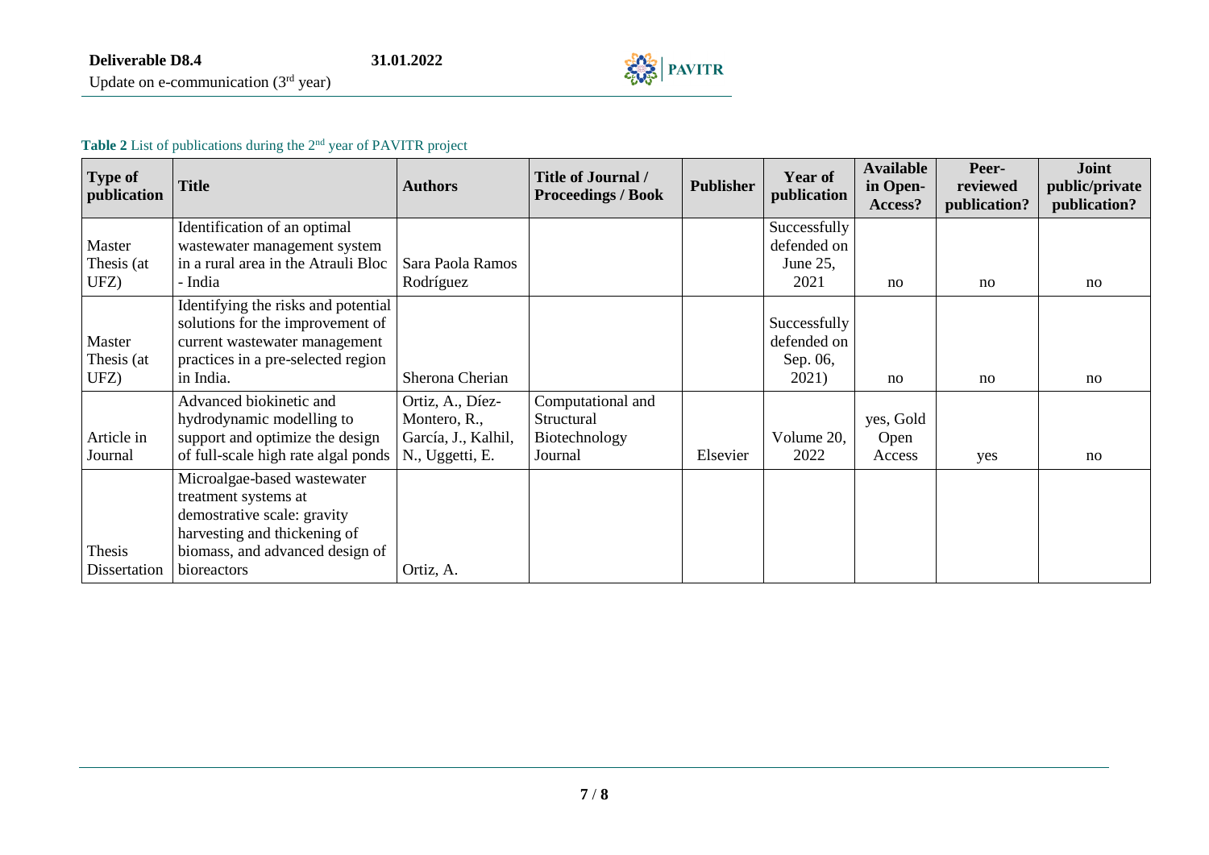**Table 2** List of publications during the 2nd year of PAVITR project

| Type of publication | Title | Authors | Title of Journal / Proceedings / Book | Publisher | Year of publication | Available in Open-Access? | Peer-reviewed publication? | Joint public/private publication? |
|---|---|---|---|---|---|---|---|---|
| Master Thesis (at UFZ) | Identification of an optimal wastewater management system in a rural area in the Atrauli Bloc - India | Sara Paola Ramos Rodríguez | | | Successfully defended on June 25, 2021 | no | no | no |
| Master Thesis (at UFZ) | Identifying the risks and potential solutions for the improvement of current wastewater management practices in a pre-selected region in India. | Sherona Cherian | | | Successfully defended on Sep. 06, 2021) | no | no | no |
| Article in Journal | Advanced biokinetic and hydrodynamic modelling to support and optimize the design of full-scale high rate algal ponds | Ortiz, A., Díez-Montero, R., García, J., Kalhil, N., Uggetti, E. | Computational and Structural Biotechnology Journal | Elsevier | Volume 20, 2022 | yes, Gold Open Access | yes | no |
| Thesis Dissertation | Microalgae-based wastewater treatment systems at demostrative scale: gravity harvesting and thickening of biomass, and advanced design of bioreactors | Ortiz, A. | | | | | | |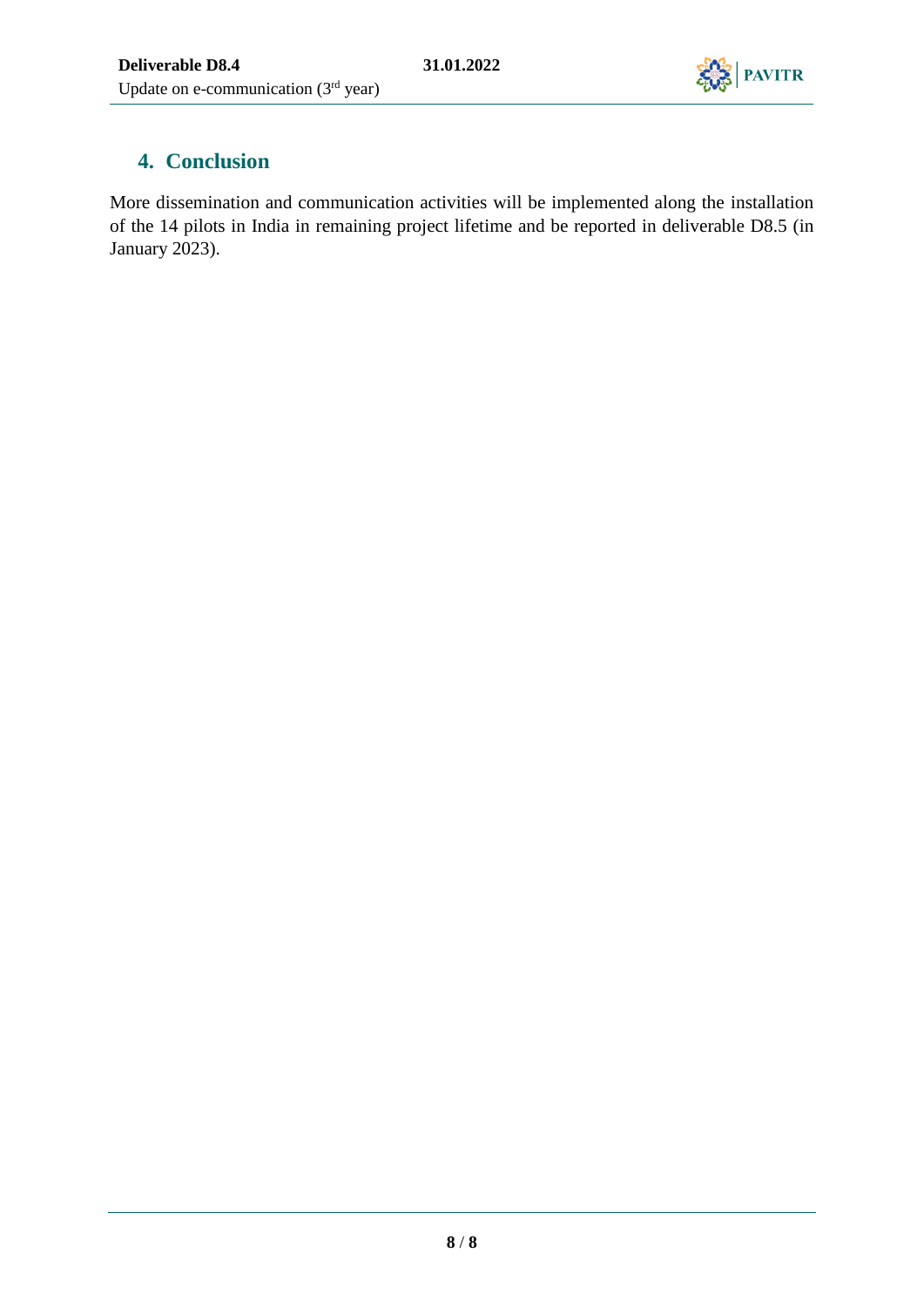## 4. Conclusion

More dissemination and communication activities will be implemented along the installation of the 14 pilots in India in remaining project lifetime and be reported in deliverable D8.5 (in January 2023).